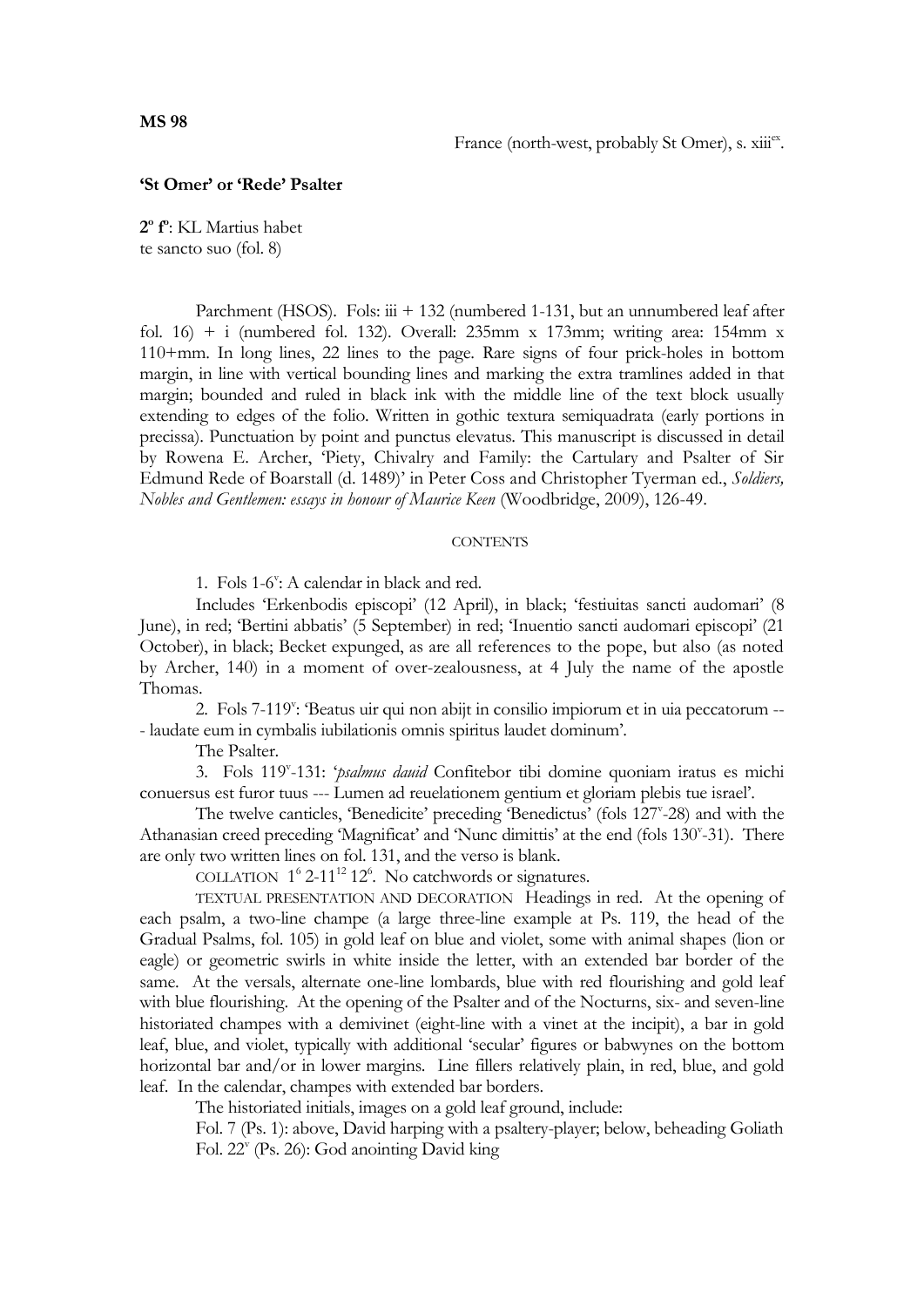**MS 98**

France (north-west, probably St Omer), s. xiii$^{ex}$.

**'St Omer' or 'Rede' Psalter**

**2º fº**: KL Martius habet
te sancto suo (fol. 8)

Parchment (HSOS). Fols: iii + 132 (numbered 1-131, but an unnumbered leaf after fol. 16) + i (numbered fol. 132). Overall: 235mm x 173mm; writing area: 154mm x 110+mm. In long lines, 22 lines to the page. Rare signs of four prick-holes in bottom margin, in line with vertical bounding lines and marking the extra tramlines added in that margin; bounded and ruled in black ink with the middle line of the text block usually extending to edges of the folio. Written in gothic textura semiquadrata (early portions in precissa). Punctuation by point and punctus elevatus. This manuscript is discussed in detail by Rowena E. Archer, 'Piety, Chivalry and Family: the Cartulary and Psalter of Sir Edmund Rede of Boarstall (d. 1489)' in Peter Coss and Christopher Tyerman ed., *Soldiers, Nobles and Gentlemen: essays in honour of Maurice Keen* (Woodbridge, 2009), 126-49.

CONTENTS

1. Fols 1-6$^{v}$: A calendar in black and red.

Includes 'Erkenbodis episcopi' (12 April), in black; 'festiuitas sancti audomari' (8 June), in red; 'Bertini abbatis' (5 September) in red; 'Inuentio sancti audomari episcopi' (21 October), in black; Becket expunged, as are all references to the pope, but also (as noted by Archer, 140) in a moment of over-zealousness, at 4 July the name of the apostle Thomas.

2. Fols 7-119$^{v}$: 'Beatus uir qui non abijt in consilio impiorum et in uia peccatorum --- laudate eum in cymbalis iubilationis omnis spiritus laudet dominum'.

The Psalter.

3. Fols 119$^{v}$-131: '*psalmus dauid* Confitebor tibi domine quoniam iratus es michi conuersus est furor tuus --- Lumen ad reuelationem gentium et gloriam plebis tue israel'.

The twelve canticles, 'Benedicite' preceding 'Benedictus' (fols 127$^{v}$-28) and with the Athanasian creed preceding 'Magnificat' and 'Nunc dimittis' at the end (fols 130$^{v}$-31). There are only two written lines on fol. 131, and the verso is blank.

COLLATION $1^{6}$ $2$-$11^{12}$ $12^{6}$. No catchwords or signatures.

TEXTUAL PRESENTATION AND DECORATION Headings in red. At the opening of each psalm, a two-line champe (a large three-line example at Ps. 119, the head of the Gradual Psalms, fol. 105) in gold leaf on blue and violet, some with animal shapes (lion or eagle) or geometric swirls in white inside the letter, with an extended bar border of the same. At the versals, alternate one-line lombards, blue with red flourishing and gold leaf with blue flourishing. At the opening of the Psalter and of the Nocturns, six- and seven-line historiated champes with a demivinet (eight-line with a vinet at the incipit), a bar in gold leaf, blue, and violet, typically with additional 'secular' figures or babwynes on the bottom horizontal bar and/or in lower margins. Line fillers relatively plain, in red, blue, and gold leaf. In the calendar, champes with extended bar borders.

The historiated initials, images on a gold leaf ground, include:

Fol. 7 (Ps. 1): above, David harping with a psaltery-player; below, beheading Goliath
Fol. 22$^{v}$ (Ps. 26): God anointing David king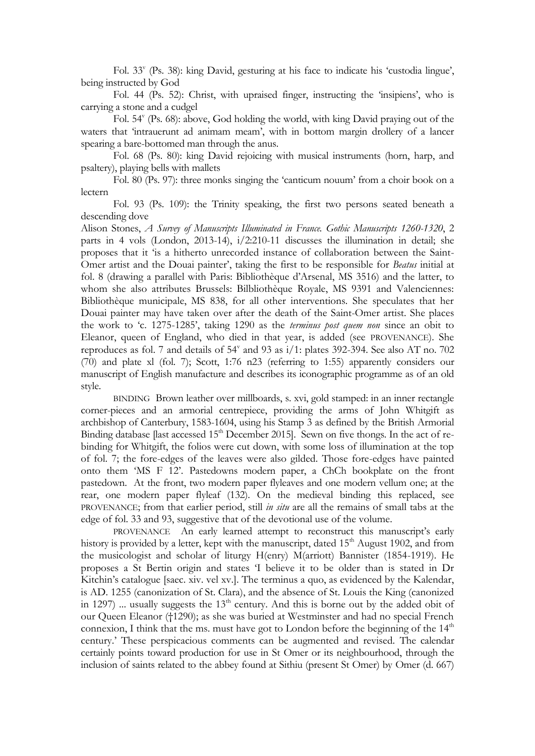Fol. 33^v (Ps. 38): king David, gesturing at his face to indicate his 'custodia lingue', being instructed by God

Fol. 44 (Ps. 52): Christ, with upraised finger, instructing the 'insipiens', who is carrying a stone and a cudgel

Fol. 54^v (Ps. 68): above, God holding the world, with king David praying out of the waters that 'intrauerunt ad animam meam', with in bottom margin drollery of a lancer spearing a bare-bottomed man through the anus.

Fol. 68 (Ps. 80): king David rejoicing with musical instruments (horn, harp, and psaltery), playing bells with mallets

Fol. 80 (Ps. 97): three monks singing the 'canticum nouum' from a choir book on a lectern

Fol. 93 (Ps. 109): the Trinity speaking, the first two persons seated beneath a descending dove

Alison Stones, *A Survey of Manuscripts Illuminated in France. Gothic Manuscripts 1260-1320*, 2 parts in 4 vols (London, 2013-14), i/2:210-11 discusses the illumination in detail; she proposes that it 'is a hitherto unrecorded instance of collaboration between the Saint-Omer artist and the Douai painter', taking the first to be responsible for *Beatus* initial at fol. 8 (drawing a parallel with Paris: Bibliothèque d'Arsenal, MS 3516) and the latter, to whom she also attributes Brussels: Bilbliothèque Royale, MS 9391 and Valenciennes: Bibliothèque municipale, MS 838, for all other interventions. She speculates that her Douai painter may have taken over after the death of the Saint-Omer artist. She places the work to 'c. 1275-1285', taking 1290 as the *terminus post quem non* since an obit to Eleanor, queen of England, who died in that year, is added (see PROVENANCE). She reproduces as fol. 7 and details of 54^v and 93 as i/1: plates 392-394. See also AT no. 702 (70) and plate xl (fol. 7); Scott, 1:76 n23 (referring to 1:55) apparently considers our manuscript of English manufacture and describes its iconographic programme as of an old style.

BINDING Brown leather over millboards, s. xvi, gold stamped: in an inner rectangle corner-pieces and an armorial centrepiece, providing the arms of John Whitgift as archbishop of Canterbury, 1583-1604, using his Stamp 3 as defined by the British Armorial Binding database [last accessed 15^th December 2015]. Sewn on five thongs. In the act of re-binding for Whitgift, the folios were cut down, with some loss of illumination at the top of fol. 7; the fore-edges of the leaves were also gilded. Those fore-edges have painted onto them 'MS F 12'. Pastedowns modern paper, a ChCh bookplate on the front pastedown. At the front, two modern paper flyleaves and one modern vellum one; at the rear, one modern paper flyleaf (132). On the medieval binding this replaced, see PROVENANCE; from that earlier period, still *in situ* are all the remains of small tabs at the edge of fol. 33 and 93, suggestive that of the devotional use of the volume.

PROVENANCE An early learned attempt to reconstruct this manuscript's early history is provided by a letter, kept with the manuscript, dated 15^th August 1902, and from the musicologist and scholar of liturgy H(enry) M(arriott) Bannister (1854-1919). He proposes a St Bertin origin and states 'I believe it to be older than is stated in Dr Kitchin's catalogue [saec. xiv. vel xv.]. The terminus a quo, as evidenced by the Kalendar, is AD. 1255 (canonization of St. Clara), and the absence of St. Louis the King (canonized in 1297) ... usually suggests the 13^th century. And this is borne out by the added obit of our Queen Eleanor (†1290); as she was buried at Westminster and had no special French connexion, I think that the ms. must have got to London before the beginning of the 14^th century.' These perspicacious comments can be augmented and revised. The calendar certainly points toward production for use in St Omer or its neighbourhood, through the inclusion of saints related to the abbey found at Sithiu (present St Omer) by Omer (d. 667)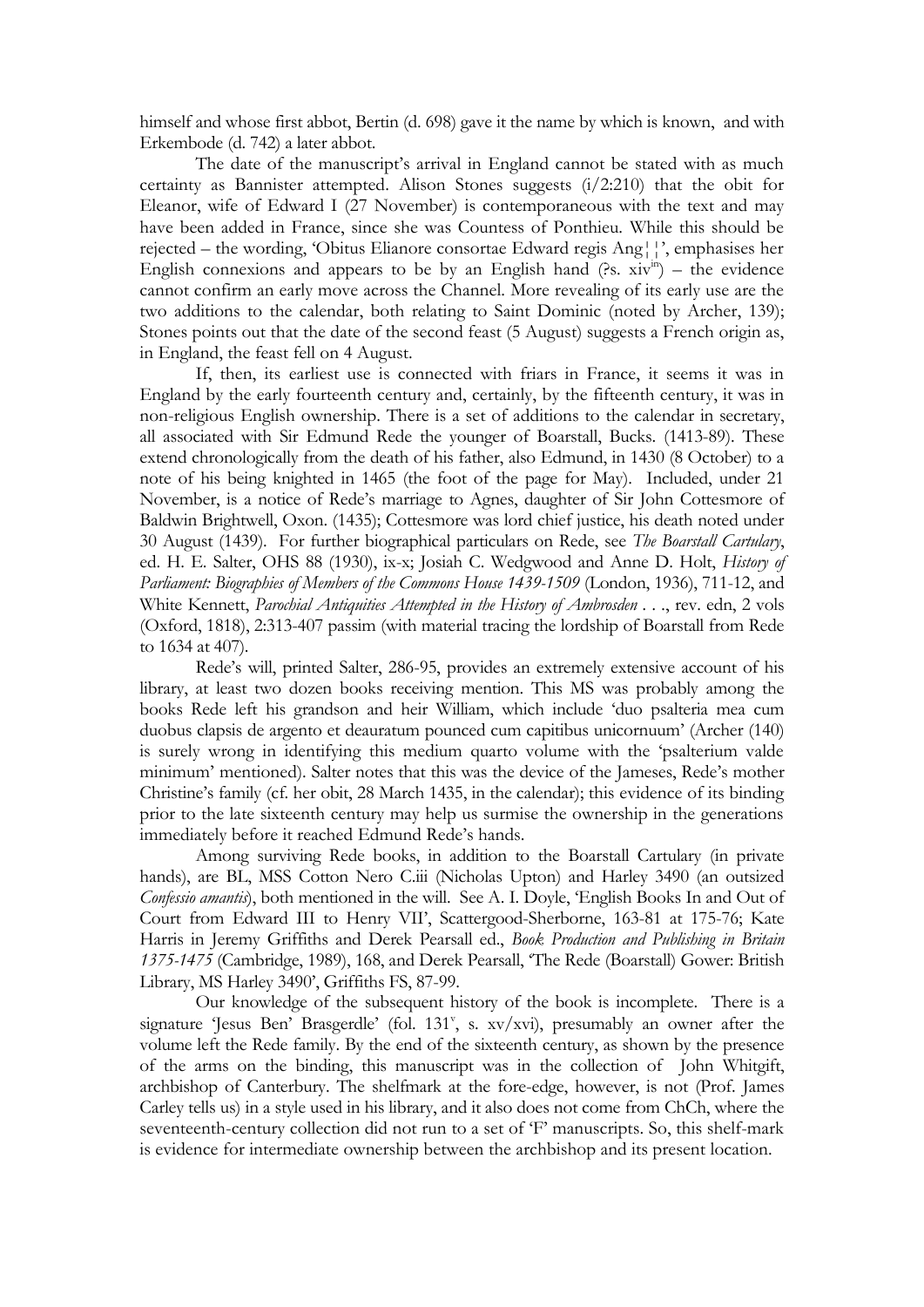himself and whose first abbot, Bertin (d. 698) gave it the name by which is known, and with Erkembode (d. 742) a later abbot.

The date of the manuscript's arrival in England cannot be stated with as much certainty as Bannister attempted. Alison Stones suggests (i/2:210) that the obit for Eleanor, wife of Edward I (27 November) is contemporaneous with the text and may have been added in France, since she was Countess of Ponthieu. While this should be rejected – the wording, 'Obitus Elianore consortae Edward regis Ang¦¦', emphasises her English connexions and appears to be by an English hand (?s. xiv[in]) – the evidence cannot confirm an early move across the Channel. More revealing of its early use are the two additions to the calendar, both relating to Saint Dominic (noted by Archer, 139); Stones points out that the date of the second feast (5 August) suggests a French origin as, in England, the feast fell on 4 August.

If, then, its earliest use is connected with friars in France, it seems it was in England by the early fourteenth century and, certainly, by the fifteenth century, it was in non-religious English ownership. There is a set of additions to the calendar in secretary, all associated with Sir Edmund Rede the younger of Boarstall, Bucks. (1413-89). These extend chronologically from the death of his father, also Edmund, in 1430 (8 October) to a note of his being knighted in 1465 (the foot of the page for May). Included, under 21 November, is a notice of Rede's marriage to Agnes, daughter of Sir John Cottesmore of Baldwin Brightwell, Oxon. (1435); Cottesmore was lord chief justice, his death noted under 30 August (1439). For further biographical particulars on Rede, see *The Boarstall Cartulary*, ed. H. E. Salter, OHS 88 (1930), ix-x; Josiah C. Wedgwood and Anne D. Holt, *History of Parliament: Biographies of Members of the Commons House 1439-1509* (London, 1936), 711-12, and White Kennett, *Parochial Antiquities Attempted in the History of Ambrosden* . . ., rev. edn, 2 vols (Oxford, 1818), 2:313-407 passim (with material tracing the lordship of Boarstall from Rede to 1634 at 407).

Rede's will, printed Salter, 286-95, provides an extremely extensive account of his library, at least two dozen books receiving mention. This MS was probably among the books Rede left his grandson and heir William, which include 'duo psalteria mea cum duobus clapsis de argento et deauratum pounced cum capitibus unicornuum' (Archer (140) is surely wrong in identifying this medium quarto volume with the 'psalterium valde minimum' mentioned). Salter notes that this was the device of the Jameses, Rede's mother Christine's family (cf. her obit, 28 March 1435, in the calendar); this evidence of its binding prior to the late sixteenth century may help us surmise the ownership in the generations immediately before it reached Edmund Rede's hands.

Among surviving Rede books, in addition to the Boarstall Cartulary (in private hands), are BL, MSS Cotton Nero C.iii (Nicholas Upton) and Harley 3490 (an outsized *Confessio amantis*), both mentioned in the will. See A. I. Doyle, 'English Books In and Out of Court from Edward III to Henry VII', Scattergood-Sherborne, 163-81 at 175-76; Kate Harris in Jeremy Griffiths and Derek Pearsall ed., *Book Production and Publishing in Britain 1375-1475* (Cambridge, 1989), 168, and Derek Pearsall, 'The Rede (Boarstall) Gower: British Library, MS Harley 3490', Griffiths FS, 87-99.

Our knowledge of the subsequent history of the book is incomplete. There is a signature 'Jesus Ben' Brasgerdle' (fol. 131[v], s. xv/xvi), presumably an owner after the volume left the Rede family. By the end of the sixteenth century, as shown by the presence of the arms on the binding, this manuscript was in the collection of John Whitgift, archbishop of Canterbury. The shelfmark at the fore-edge, however, is not (Prof. James Carley tells us) in a style used in his library, and it also does not come from ChCh, where the seventeenth-century collection did not run to a set of 'F' manuscripts. So, this shelf-mark is evidence for intermediate ownership between the archbishop and its present location.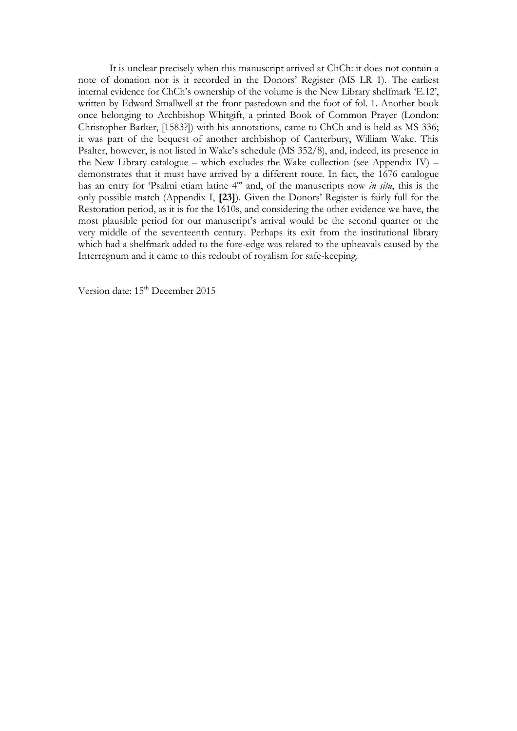It is unclear precisely when this manuscript arrived at ChCh: it does not contain a note of donation nor is it recorded in the Donors' Register (MS LR 1). The earliest internal evidence for ChCh's ownership of the volume is the New Library shelfmark 'E.12', written by Edward Smallwell at the front pastedown and the foot of fol. 1. Another book once belonging to Archbishop Whitgift, a printed Book of Common Prayer (London: Christopher Barker, [1583?]) with his annotations, came to ChCh and is held as MS 336; it was part of the bequest of another archbishop of Canterbury, William Wake. This Psalter, however, is not listed in Wake's schedule (MS 352/8), and, indeed, its presence in the New Library catalogue – which excludes the Wake collection (see Appendix IV) – demonstrates that it must have arrived by a different route. In fact, the 1676 catalogue has an entry for 'Psalmi etiam latine 4^to^' and, of the manuscripts now *in situ*, this is the only possible match (Appendix I, **[23]**). Given the Donors' Register is fairly full for the Restoration period, as it is for the 1610s, and considering the other evidence we have, the most plausible period for our manuscript's arrival would be the second quarter or the very middle of the seventeenth century. Perhaps its exit from the institutional library which had a shelfmark added to the fore-edge was related to the upheavals caused by the Interregnum and it came to this redoubt of royalism for safe-keeping.

Version date: 15th December 2015